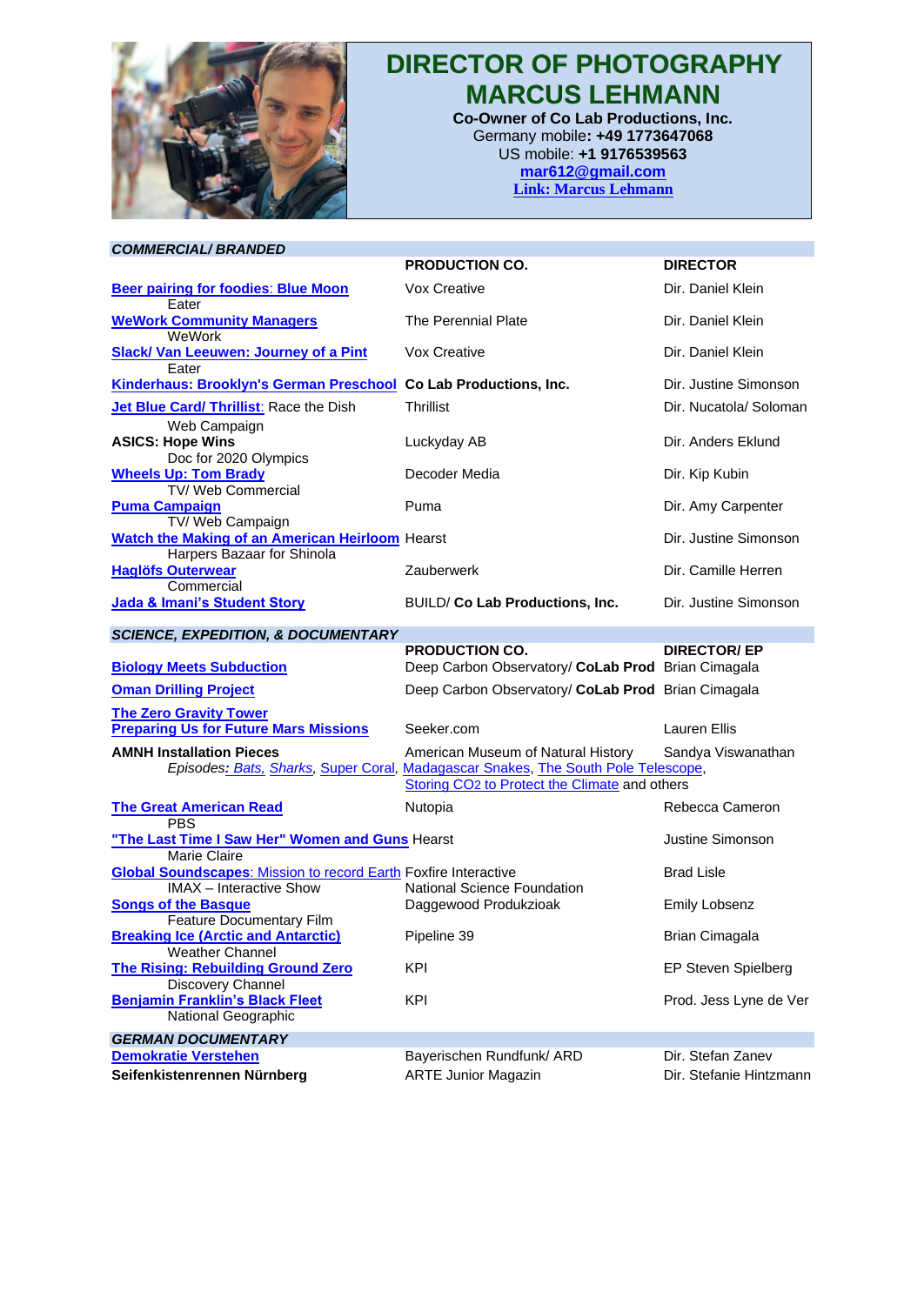# DIRECTOR OF PHOTOGRAPHY
# MARCUS LEHMANN

**Co-Owner of Co Lab Productions, Inc.**
Germany mobile**: +49 1773647068**
US mobile: **+1 9176539563**
**mar612@gmail.com**
**Link: Marcus Lehmann**

## COMMERCIAL/ BRANDED

| | PRODUCTION CO. | DIRECTOR |
|---|---|---|
| **Beer pairing for foodies**: **Blue Moon** Eater | Vox Creative | Dir. Daniel Klein |
| **WeWork Community Managers** WeWork | The Perennial Plate | Dir. Daniel Klein |
| **Slack/ Van Leeuwen: Journey of a Pint** Eater | Vox Creative | Dir. Daniel Klein |
| **Kinderhaus: Brooklyn's German Preschool** | **Co Lab Productions, Inc.** | Dir. Justine Simonson |
| **Jet Blue Card/ Thrillist**: Race the Dish Web Campaign | Thrillist | Dir. Nucatola/ Soloman |
| **ASICS: Hope Wins** Doc for 2020 Olympics | Luckyday AB | Dir. Anders Eklund |
| **Wheels Up: Tom Brady** TV/ Web Commercial | Decoder Media | Dir. Kip Kubin |
| **Puma Campaign** TV/ Web Campaign | Puma | Dir. Amy Carpenter |
| **Watch the Making of an American Heirloom** Harpers Bazaar for Shinola | Hearst | Dir. Justine Simonson |
| **Haglöfs Outerwear** Commercial | Zauberwerk | Dir. Camille Herren |
| **Jada & Imani's Student Story** | BUILD/ **Co Lab Productions, Inc.** | Dir. Justine Simonson |

## SCIENCE, EXPEDITION, & DOCUMENTARY

| | PRODUCTION CO. | DIRECTOR/ EP |
|---|---|---|
| **Biology Meets Subduction** | Deep Carbon Observatory/ **CoLab Prod** | Brian Cimagala |
| **Oman Drilling Project** | Deep Carbon Observatory/ **CoLab Prod** | Brian Cimagala |
| **The Zero Gravity Tower** **Preparing Us for Future Mars Missions** | Seeker.com | Lauren Ellis |
| **AMNH Installation Pieces** *Episodes: Bats, Sharks,* Super Coral, Madagascar Snakes, The South Pole Telescope, Storing CO2 to Protect the Climate and others | American Museum of Natural History | Sandya Viswanathan |
| **The Great American Read** PBS | Nutopia | Rebecca Cameron |
| **"The Last Time I Saw Her" Women and Guns** Marie Claire | Hearst | Justine Simonson |
| **Global Soundscapes**: Mission to record Earth IMAX – Interactive Show | Foxfire Interactive National Science Foundation | Brad Lisle |
| **Songs of the Basque** Feature Documentary Film | Daggewood Produkzioak | Emily Lobsenz |
| **Breaking Ice (Arctic and Antarctic)** Weather Channel | Pipeline 39 | Brian Cimagala |
| **The Rising: Rebuilding Ground Zero** Discovery Channel | KPI | EP Steven Spielberg |
| **Benjamin Franklin's Black Fleet** National Geographic | KPI | Prod. Jess Lyne de Ver |

## GERMAN DOCUMENTARY

| | | |
|---|---|---|
| **Demokratie Verstehen** | Bayerischen Rundfunk/ ARD | Dir. Stefan Zanev |
| **Seifenkistenrennen Nürnberg** | ARTE Junior Magazin | Dir. Stefanie Hintzmann |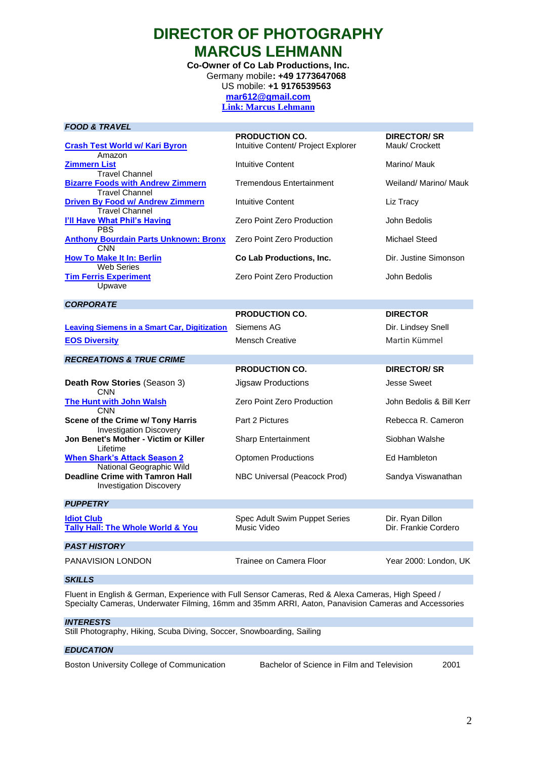# DIRECTOR OF PHOTOGRAPHY
# MARCUS LEHMANN

**Co-Owner of Co Lab Productions, Inc.**
Germany mobile**: +49 1773647068**
US mobile: **+1 9176539563**
**mar612@gmail.com**
**Link: Marcus Lehmann**

## FOOD & TRAVEL

| | PRODUCTION CO. | DIRECTOR/ SR |
|---|---|---|
| **Crash Test World w/ Kari Byron** Amazon | Intuitive Content/ Project Explorer | Mauk/ Crockett |
| **Zimmern List** Travel Channel | Intuitive Content | Marino/ Mauk |
| **Bizarre Foods with Andrew Zimmern** Travel Channel | Tremendous Entertainment | Weiland/ Marino/ Mauk |
| **Driven By Food w/ Andrew Zimmern** Travel Channel | Intuitive Content | Liz Tracy |
| **I'll Have What Phil's Having** PBS | Zero Point Zero Production | John Bedolis |
| **Anthony Bourdain Parts Unknown: Bronx** CNN | Zero Point Zero Production | Michael Steed |
| **How To Make It In: Berlin** Web Series | **Co Lab Productions, Inc.** | Dir. Justine Simonson |
| **Tim Ferris Experiment** Upwave | Zero Point Zero Production | John Bedolis |

## CORPORATE

| | PRODUCTION CO. | DIRECTOR |
|---|---|---|
| **Leaving Siemens in a Smart Car, Digitization** | Siemens AG | Dir. Lindsey Snell |
| **EOS Diversity** | Mensch Creative | Martin Kümmel |

## RECREATIONS & TRUE CRIME

| | PRODUCTION CO. | DIRECTOR/ SR |
|---|---|---|
| **Death Row Stories** (Season 3) CNN | Jigsaw Productions | Jesse Sweet |
| **The Hunt with John Walsh** CNN | Zero Point Zero Production | John Bedolis & Bill Kerr |
| **Scene of the Crime w/ Tony Harris** Investigation Discovery | Part 2 Pictures | Rebecca R. Cameron |
| **Jon Benet's Mother - Victim or Killer** Lifetime | Sharp Entertainment | Siobhan Walshe |
| **When Shark's Attack Season 2** National Geographic Wild | Optomen Productions | Ed Hambleton |
| **Deadline Crime with Tamron Hall** Investigation Discovery | NBC Universal (Peacock Prod) | Sandya Viswanathan |

## PUPPETRY

| | | |
|---|---|---|
| **Idiot Club** | Spec Adult Swim Puppet Series | Dir. Ryan Dillon |
| **Tally Hall: The Whole World & You** | Music Video | Dir. Frankie Cordero |

## PAST HISTORY

| | | |
|---|---|---|
| PANAVISION LONDON | Trainee on Camera Floor | Year 2000: London, UK |

## SKILLS

Fluent in English & German, Experience with Full Sensor Cameras, Red & Alexa Cameras, High Speed / Specialty Cameras, Underwater Filming, 16mm and 35mm ARRI, Aaton, Panavision Cameras and Accessories

## INTERESTS

Still Photography, Hiking, Scuba Diving, Soccer, Snowboarding, Sailing

## EDUCATION

| | | |
|---|---|---|
| Boston University College of Communication | Bachelor of Science in Film and Television | 2001 |